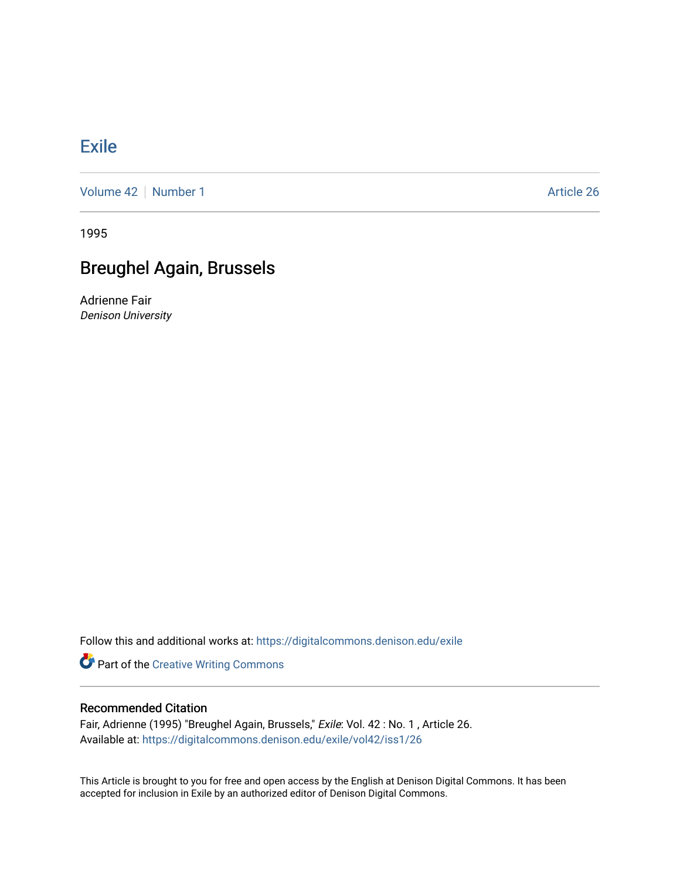# Exile

Volume 42 | Number 1 | Article 26

1995

## Breughel Again, Brussels

Adrienne Fair
*Denison University*

Follow this and additional works at: https://digitalcommons.denison.edu/exile

Part of the Creative Writing Commons

### Recommended Citation

Fair, Adrienne (1995) "Breughel Again, Brussels," *Exile*: Vol. 42 : No. 1 , Article 26.
Available at: https://digitalcommons.denison.edu/exile/vol42/iss1/26

This Article is brought to you for free and open access by the English at Denison Digital Commons. It has been accepted for inclusion in Exile by an authorized editor of Denison Digital Commons.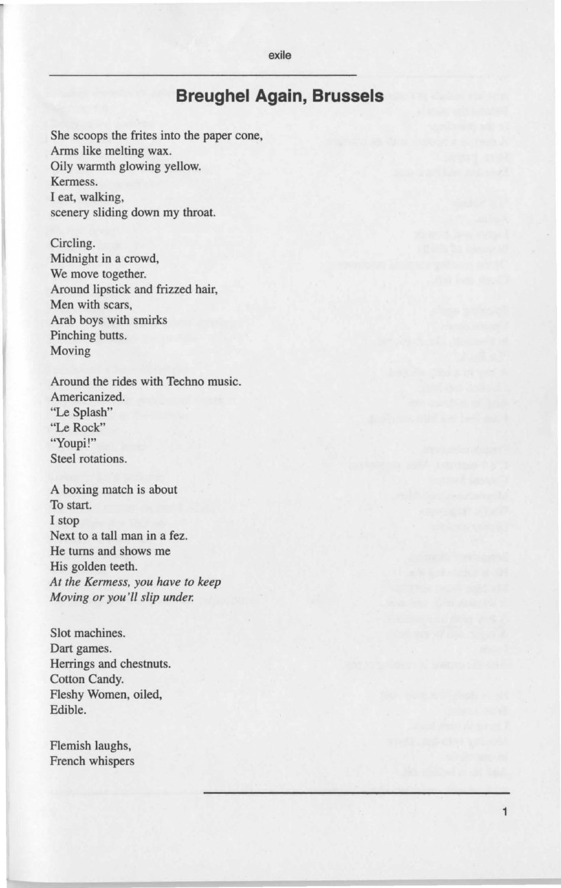## Breughel Again, Brussels

She scoops the frites into the paper cone,
Arms like melting wax.
Oily warmth glowing yellow.
Kermess.
I eat, walking,
scenery sliding down my throat.

Circling.
Midnight in a crowd,
We move together.
Around lipstick and frizzed hair,
Men with scars,
Arab boys with smirks
Pinching butts.
Moving

Around the rides with Techno music.
Americanized.
"Le Splash"
"Le Rock"
"Youpi!"
Steel rotations.

A boxing match is about
To start.
I stop
Next to a tall man in a fez.
He turns and shows me
His golden teeth.
*At the Kermess, you have to keep*
*Moving or you'll slip under.*

Slot machines.
Dart games.
Herrings and chestnuts.
Cotton Candy.
Fleshy Women, oiled,
Edible.

Flemish laughs,
French whispers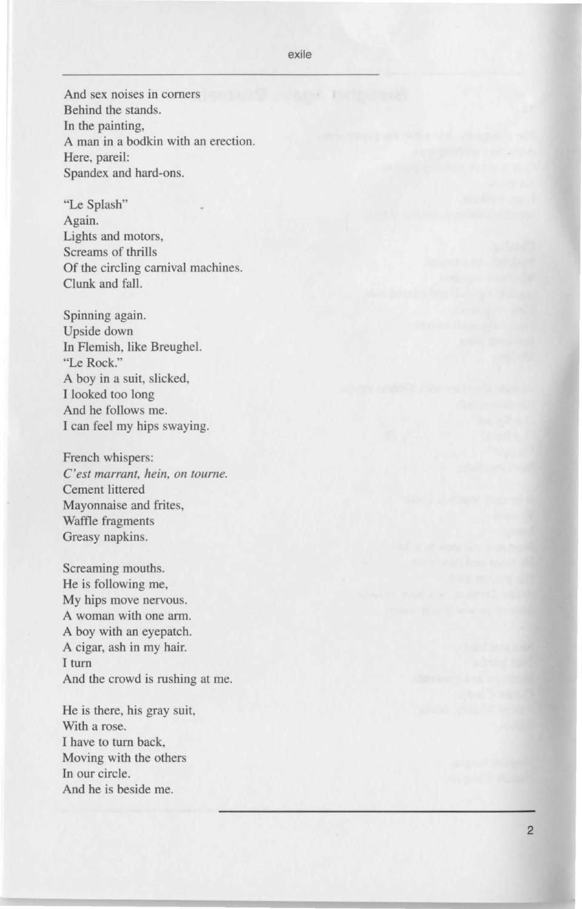And sex noises in corners
Behind the stands.
In the painting,
A man in a bodkin with an erection.
Here, pareil:
Spandex and hard-ons.

"Le Splash"
Again.
Lights and motors,
Screams of thrills
Of the circling carnival machines.
Clunk and fall.

Spinning again.
Upside down
In Flemish, like Breughel.
"Le Rock."
A boy in a suit, slicked,
I looked too long
And he follows me.
I can feel my hips swaying.

French whispers:
*C'est marrant, hein, on tourne.*
Cement littered
Mayonnaise and frites,
Waffle fragments
Greasy napkins.

Screaming mouths.
He is following me,
My hips move nervous.
A woman with one arm.
A boy with an eyepatch.
A cigar, ash in my hair.
I turn
And the crowd is rushing at me.

He is there, his gray suit,
With a rose.
I have to turn back,
Moving with the others
In our circle.
And he is beside me.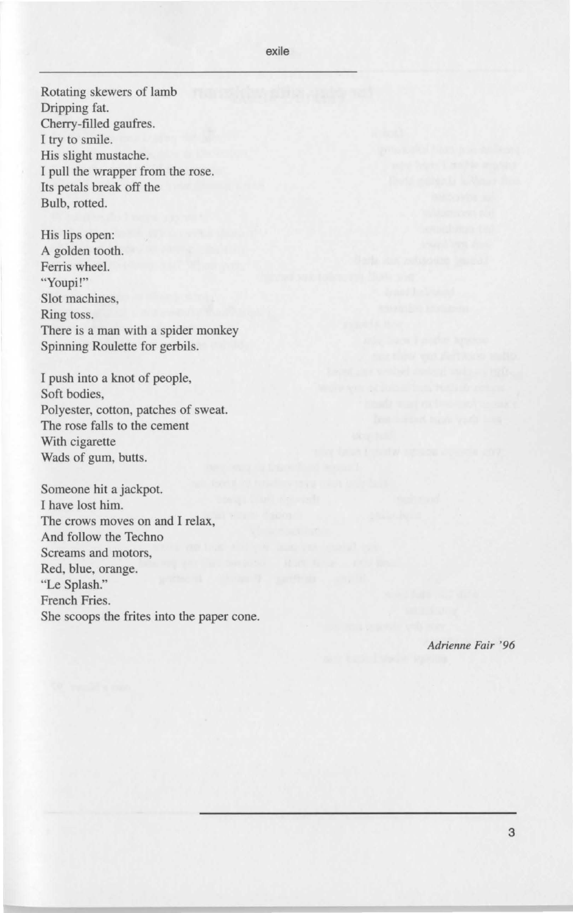# exile

Rotating skewers of lamb
Dripping fat.
Cherry-filled gaufres.
I try to smile.
His slight mustache.
I pull the wrapper from the rose.
Its petals break off the
Bulb, rotted.

His lips open:
A golden tooth.
Ferris wheel.
"Youpi!"
Slot machines,
Ring toss.
There is a man with a spider monkey
Spinning Roulette for gerbils.

I push into a knot of people,
Soft bodies,
Polyester, cotton, patches of sweat.
The rose falls to the cement
With cigarette
Wads of gum, butts.

Someone hit a jackpot.
I have lost him.
The crows moves on and I relax,
And follow the Techno
Screams and motors,
Red, blue, orange.
"Le Splash."
French Fries.
She scoops the frites into the paper cone.

*Adrienne Fair '96*